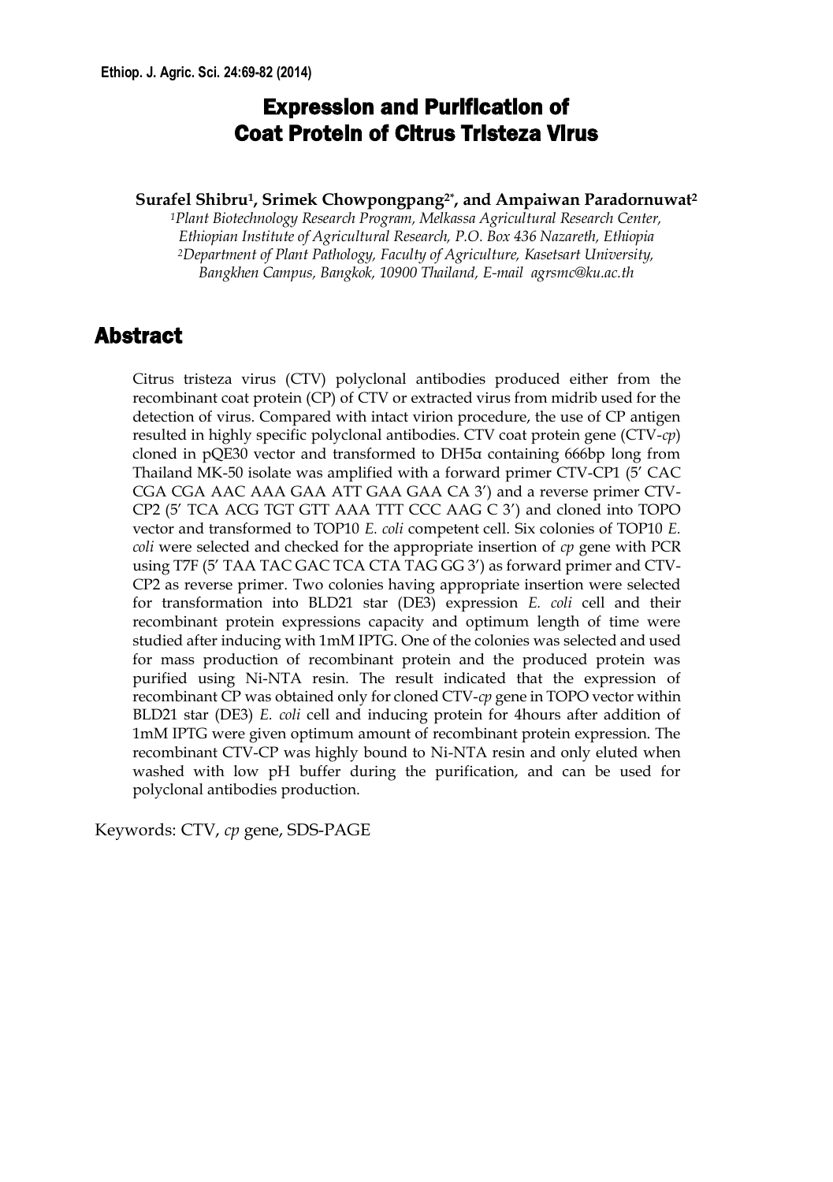# Expression and Purification of Coat Protein of Citrus Tristeza Virus

**Surafel Shibru[1], Srimek Chowpongpang[2*], and Ampaiwan Paradornuwat[2]**

*[1]Plant Biotechnology Research Program, Melkassa Agricultural Research Center, Ethiopian Institute of Agricultural Research, P.O. Box 436 Nazareth, Ethiopia*
*[2]Department of Plant Pathology, Faculty of Agriculture, Kasetsart University, Bangkhen Campus, Bangkok, 10900 Thailand, E-mail agrsmc@ku.ac.th*

## Abstract

Citrus tristeza virus (CTV) polyclonal antibodies produced either from the recombinant coat protein (CP) of CTV or extracted virus from midrib used for the detection of virus. Compared with intact virion procedure, the use of CP antigen resulted in highly specific polyclonal antibodies. CTV coat protein gene (CTV-*cp*) cloned in pQE30 vector and transformed to DH5α containing 666bp long from Thailand MK-50 isolate was amplified with a forward primer CTV-CP1 (5′ CAC CGA CGA AAC AAA GAA ATT GAA GAA CA 3′) and a reverse primer CTV-CP2 (5′ TCA ACG TGT GTT AAA TTT CCC AAG C 3′) and cloned into TOPO vector and transformed to TOP10 *E. coli* competent cell. Six colonies of TOP10 *E. coli* were selected and checked for the appropriate insertion of *cp* gene with PCR using T7F (5′ TAA TAC GAC TCA CTA TAG GG 3′) as forward primer and CTV-CP2 as reverse primer. Two colonies having appropriate insertion were selected for transformation into BLD21 star (DE3) expression *E. coli* cell and their recombinant protein expressions capacity and optimum length of time were studied after inducing with 1mM IPTG. One of the colonies was selected and used for mass production of recombinant protein and the produced protein was purified using Ni-NTA resin. The result indicated that the expression of recombinant CP was obtained only for cloned CTV-*cp* gene in TOPO vector within BLD21 star (DE3) *E. coli* cell and inducing protein for 4hours after addition of 1mM IPTG were given optimum amount of recombinant protein expression. The recombinant CTV-CP was highly bound to Ni-NTA resin and only eluted when washed with low pH buffer during the purification, and can be used for polyclonal antibodies production.

Keywords: CTV, *cp* gene, SDS-PAGE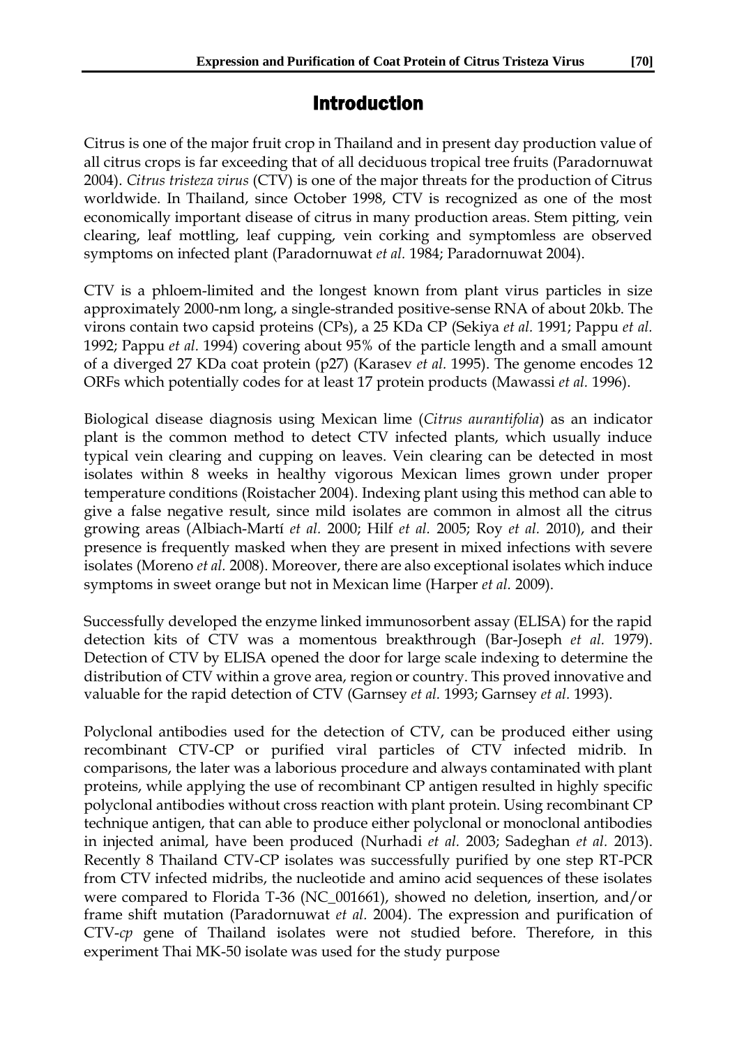# Introduction

Citrus is one of the major fruit crop in Thailand and in present day production value of all citrus crops is far exceeding that of all deciduous tropical tree fruits (Paradornuwat 2004). *Citrus tristeza virus* (CTV) is one of the major threats for the production of Citrus worldwide. In Thailand, since October 1998, CTV is recognized as one of the most economically important disease of citrus in many production areas. Stem pitting, vein clearing, leaf mottling, leaf cupping, vein corking and symptomless are observed symptoms on infected plant (Paradornuwat *et al.* 1984; Paradornuwat 2004).

CTV is a phloem-limited and the longest known from plant virus particles in size approximately 2000-nm long, a single-stranded positive-sense RNA of about 20kb. The virons contain two capsid proteins (CPs), a 25 KDa CP (Sekiya *et al.* 1991; Pappu *et al.* 1992; Pappu *et al.* 1994) covering about 95% of the particle length and a small amount of a diverged 27 KDa coat protein (p27) (Karasev *et al.* 1995). The genome encodes 12 ORFs which potentially codes for at least 17 protein products (Mawassi *et al.* 1996).

Biological disease diagnosis using Mexican lime (*Citrus aurantifolia*) as an indicator plant is the common method to detect CTV infected plants, which usually induce typical vein clearing and cupping on leaves. Vein clearing can be detected in most isolates within 8 weeks in healthy vigorous Mexican limes grown under proper temperature conditions (Roistacher 2004). Indexing plant using this method can able to give a false negative result, since mild isolates are common in almost all the citrus growing areas (Albiach-Martí *et al.* 2000; Hilf *et al.* 2005; Roy *et al.* 2010), and their presence is frequently masked when they are present in mixed infections with severe isolates (Moreno *et al.* 2008). Moreover, there are also exceptional isolates which induce symptoms in sweet orange but not in Mexican lime (Harper *et al.* 2009).

Successfully developed the enzyme linked immunosorbent assay (ELISA) for the rapid detection kits of CTV was a momentous breakthrough (Bar-Joseph *et al.* 1979). Detection of CTV by ELISA opened the door for large scale indexing to determine the distribution of CTV within a grove area, region or country. This proved innovative and valuable for the rapid detection of CTV (Garnsey *et al.* 1993; Garnsey *et al.* 1993).

Polyclonal antibodies used for the detection of CTV, can be produced either using recombinant CTV-CP or purified viral particles of CTV infected midrib. In comparisons, the later was a laborious procedure and always contaminated with plant proteins, while applying the use of recombinant CP antigen resulted in highly specific polyclonal antibodies without cross reaction with plant protein. Using recombinant CP technique antigen, that can able to produce either polyclonal or monoclonal antibodies in injected animal, have been produced (Nurhadi *et al.* 2003; Sadeghan *et al.* 2013). Recently 8 Thailand CTV-CP isolates was successfully purified by one step RT-PCR from CTV infected midribs, the nucleotide and amino acid sequences of these isolates were compared to Florida T-36 (NC_001661), showed no deletion, insertion, and/or frame shift mutation (Paradornuwat *et al.* 2004). The expression and purification of CTV-*cp* gene of Thailand isolates were not studied before. Therefore, in this experiment Thai MK-50 isolate was used for the study purpose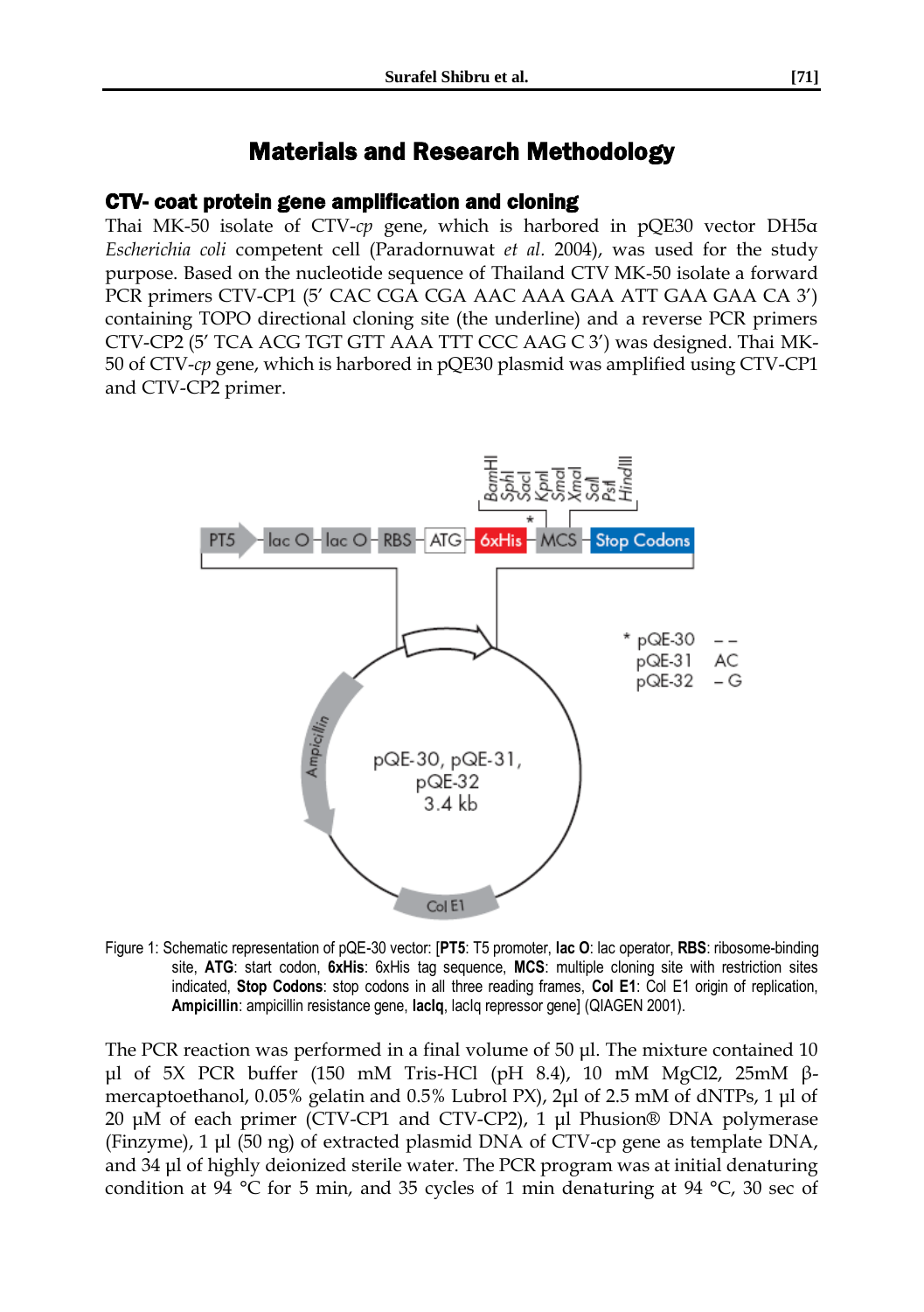# Materials and Research Methodology

## CTV- coat protein gene amplification and cloning

Thai MK-50 isolate of CTV-*cp* gene, which is harbored in pQE30 vector DH5α *Escherichia coli* competent cell (Paradornuwat *et al.* 2004), was used for the study purpose. Based on the nucleotide sequence of Thailand CTV MK-50 isolate a forward PCR primers CTV-CP1 (5′ CAC CGA CGA AAC AAA GAA ATT GAA GAA CA 3′) containing TOPO directional cloning site (the underline) and a reverse PCR primers CTV-CP2 (5′ TCA ACG TGT GTT AAA TTT CCC AAG C 3′) was designed. Thai MK-50 of CTV-*cp* gene, which is harbored in pQE30 plasmid was amplified using CTV-CP1 and CTV-CP2 primer.

Figure 1: Schematic representation of pQE-30 vector: [**PT5**: T5 promoter, **lac O**: lac operator, **RBS**: ribosome-binding site, **ATG**: start codon, **6xHis**: 6xHis tag sequence, **MCS**: multiple cloning site with restriction sites indicated, **Stop Codons**: stop codons in all three reading frames, **Col E1**: Col E1 origin of replication, **Ampicillin**: ampicillin resistance gene, **lacIq**, lacIq repressor gene] (QIAGEN 2001).

The PCR reaction was performed in a final volume of 50 µl. The mixture contained 10 µl of 5X PCR buffer (150 mM Tris-HCl (pH 8.4), 10 mM MgCl2, 25mM β-mercaptoethanol, 0.05% gelatin and 0.5% Lubrol PX), 2µl of 2.5 mM of dNTPs, 1 µl of 20 µM of each primer (CTV-CP1 and CTV-CP2), 1 µl Phusion® DNA polymerase (Finzyme), 1 µl (50 ng) of extracted plasmid DNA of CTV-cp gene as template DNA, and 34 µl of highly deionized sterile water. The PCR program was at initial denaturing condition at 94 °C for 5 min, and 35 cycles of 1 min denaturing at 94 °C, 30 sec of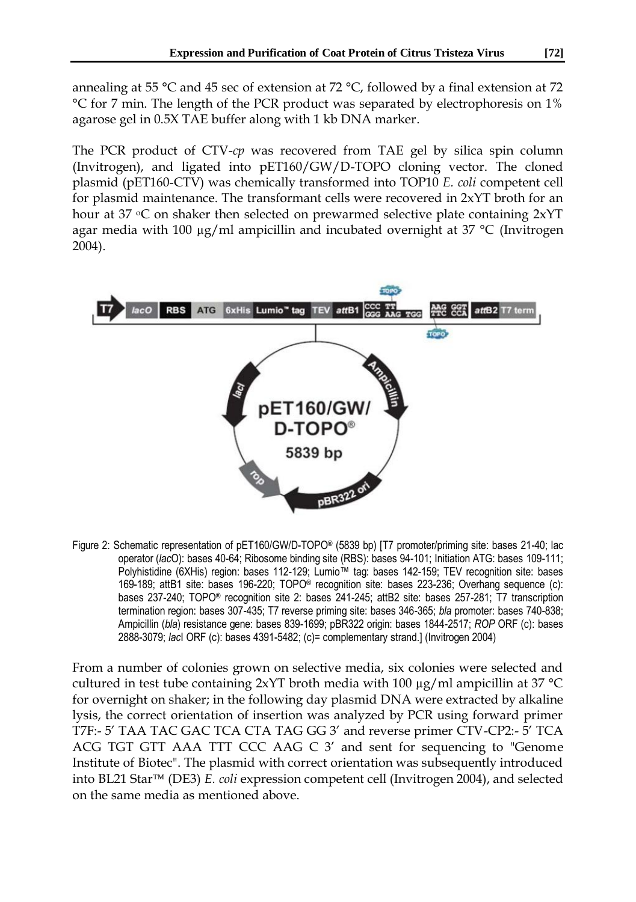annealing at 55 °C and 45 sec of extension at 72 °C, followed by a final extension at 72 °C for 7 min. The length of the PCR product was separated by electrophoresis on 1% agarose gel in 0.5X TAE buffer along with 1 kb DNA marker.

The PCR product of CTV-*cp* was recovered from TAE gel by silica spin column (Invitrogen), and ligated into pET160/GW/D-TOPO cloning vector. The cloned plasmid (pET160-CTV) was chemically transformed into TOP10 *E. coli* competent cell for plasmid maintenance. The transformant cells were recovered in 2xYT broth for an hour at 37 °C on shaker then selected on prewarmed selective plate containing 2xYT agar media with 100 µg/ml ampicillin and incubated overnight at 37 °C (Invitrogen 2004).

Figure 2: Schematic representation of pET160/GW/D-TOPO® (5839 bp) [T7 promoter/priming site: bases 21-40; lac operator (*lac*O): bases 40-64; Ribosome binding site (RBS): bases 94-101; Initiation ATG: bases 109-111; Polyhistidine (6XHis) region: bases 112-129; Lumio™ tag: bases 142-159; TEV recognition site: bases 169-189; attB1 site: bases 196-220; TOPO® recognition site: bases 223-236; Overhang sequence (c): bases 237-240; TOPO® recognition site 2: bases 241-245; attB2 site: bases 257-281; T7 transcription termination region: bases 307-435; T7 reverse priming site: bases 346-365; *bla* promoter: bases 740-838; Ampicillin (*bla*) resistance gene: bases 839-1699; pBR322 origin: bases 1844-2517; *ROP* ORF (c): bases 2888-3079; *lac*I ORF (c): bases 4391-5482; (c)= complementary strand.] (Invitrogen 2004)

From a number of colonies grown on selective media, six colonies were selected and cultured in test tube containing 2xYT broth media with 100 µg/ml ampicillin at 37 °C for overnight on shaker; in the following day plasmid DNA were extracted by alkaline lysis, the correct orientation of insertion was analyzed by PCR using forward primer T7F:- 5′ TAA TAC GAC TCA CTA TAG GG 3′ and reverse primer CTV-CP2:- 5′ TCA ACG TGT GTT AAA TTT CCC AAG C 3′ and sent for sequencing to "Genome Institute of Biotec". The plasmid with correct orientation was subsequently introduced into BL21 Star™ (DE3) *E. coli* expression competent cell (Invitrogen 2004), and selected on the same media as mentioned above.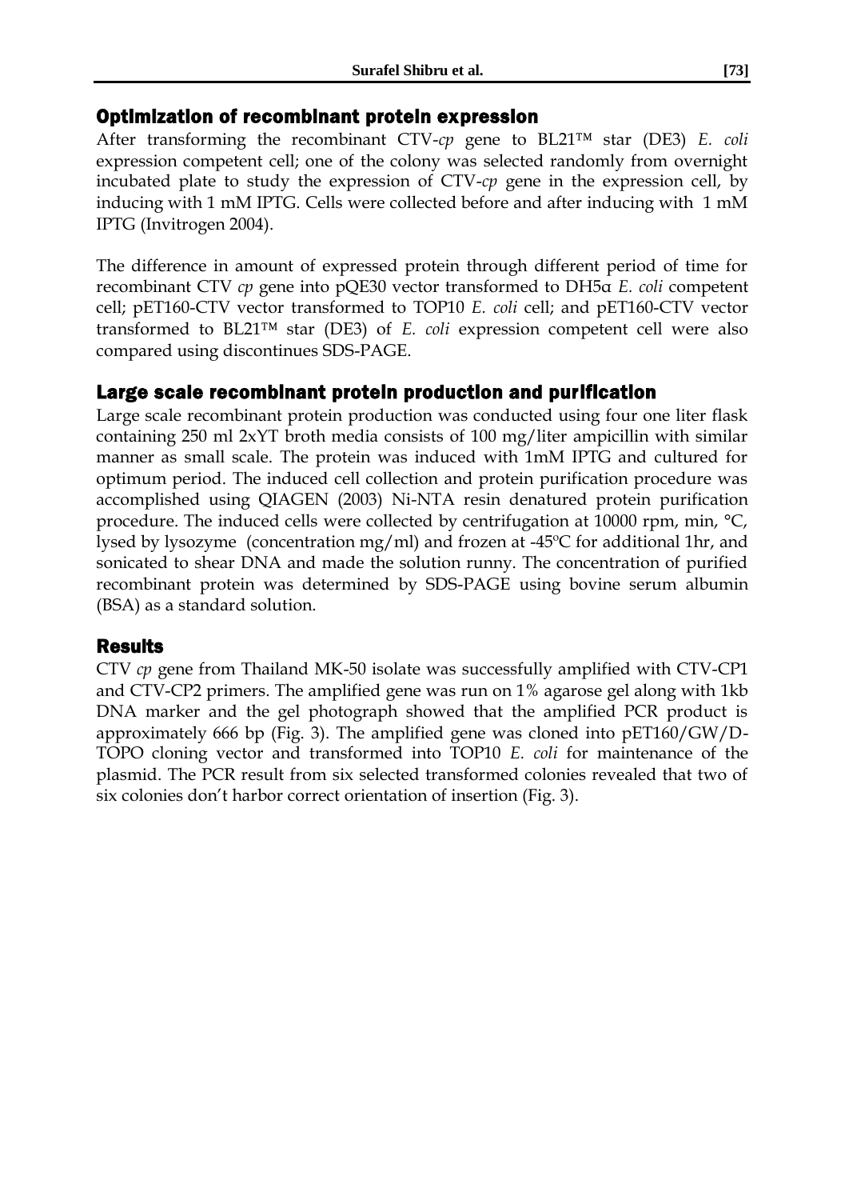## Optimization of recombinant protein expression

After transforming the recombinant CTV-*cp* gene to BL21™ star (DE3) *E. coli* expression competent cell; one of the colony was selected randomly from overnight incubated plate to study the expression of CTV-*cp* gene in the expression cell, by inducing with 1 mM IPTG. Cells were collected before and after inducing with 1 mM IPTG (Invitrogen 2004).

The difference in amount of expressed protein through different period of time for recombinant CTV *cp* gene into pQE30 vector transformed to DH5α *E. coli* competent cell; pET160-CTV vector transformed to TOP10 *E. coli* cell; and pET160-CTV vector transformed to BL21™ star (DE3) of *E. coli* expression competent cell were also compared using discontinues SDS-PAGE.

## Large scale recombinant protein production and purification

Large scale recombinant protein production was conducted using four one liter flask containing 250 ml 2xYT broth media consists of 100 mg/liter ampicillin with similar manner as small scale. The protein was induced with 1mM IPTG and cultured for optimum period. The induced cell collection and protein purification procedure was accomplished using QIAGEN (2003) Ni-NTA resin denatured protein purification procedure. The induced cells were collected by centrifugation at 10000 rpm, min, °C, lysed by lysozyme (concentration mg/ml) and frozen at -45°C for additional 1hr, and sonicated to shear DNA and made the solution runny. The concentration of purified recombinant protein was determined by SDS-PAGE using bovine serum albumin (BSA) as a standard solution.

## Results

CTV *cp* gene from Thailand MK-50 isolate was successfully amplified with CTV-CP1 and CTV-CP2 primers. The amplified gene was run on 1% agarose gel along with 1kb DNA marker and the gel photograph showed that the amplified PCR product is approximately 666 bp (Fig. 3). The amplified gene was cloned into pET160/GW/D-TOPO cloning vector and transformed into TOP10 *E. coli* for maintenance of the plasmid. The PCR result from six selected transformed colonies revealed that two of six colonies don't harbor correct orientation of insertion (Fig. 3).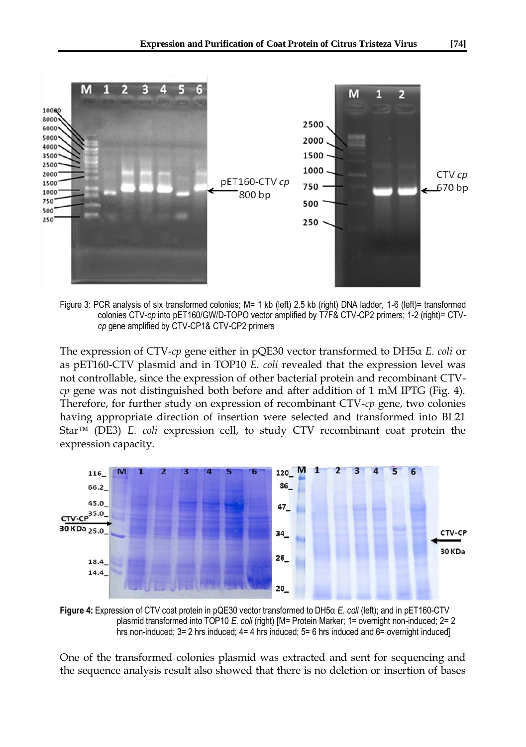Figure 3: PCR analysis of six transformed colonies; M= 1 kb (left) 2.5 kb (right) DNA ladder, 1-6 (left)= transformed colonies CTV-*cp* into pET160/GW/D-TOPO vector amplified by T7F& CTV-CP2 primers; 1-2 (right)= CTV-*cp* gene amplified by CTV-CP1& CTV-CP2 primers

The expression of CTV-*cp* gene either in pQE30 vector transformed to DH5α *E. coli* or as pET160-CTV plasmid and in TOP10 *E. coli* revealed that the expression level was not controllable, since the expression of other bacterial protein and recombinant CTV-*cp* gene was not distinguished both before and after addition of 1 mM IPTG (Fig. 4). Therefore, for further study on expression of recombinant CTV-*cp* gene, two colonies having appropriate direction of insertion were selected and transformed into BL21 Star™ (DE3) *E. coli* expression cell, to study CTV recombinant coat protein the expression capacity.

**Figure 4:** Expression of CTV coat protein in pQE30 vector transformed to DH5α *E. coli* (left); and in pET160-CTV plasmid transformed into TOP10 *E. coli* (right) [M= Protein Marker; 1= overnight non-induced; 2= 2 hrs non-induced; 3= 2 hrs induced; 4= 4 hrs induced; 5= 6 hrs induced and 6= overnight induced]

One of the transformed colonies plasmid was extracted and sent for sequencing and the sequence analysis result also showed that there is no deletion or insertion of bases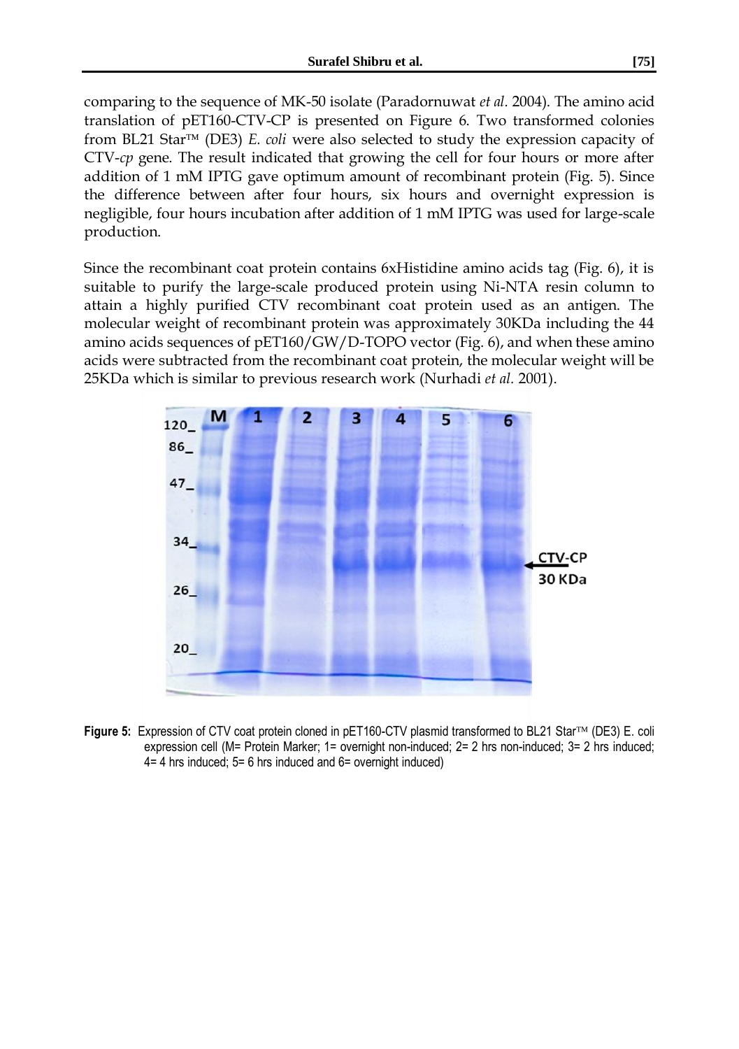comparing to the sequence of MK-50 isolate (Paradornuwat *et al*. 2004). The amino acid translation of pET160-CTV-CP is presented on Figure 6. Two transformed colonies from BL21 Star™ (DE3) *E. coli* were also selected to study the expression capacity of CTV-*cp* gene. The result indicated that growing the cell for four hours or more after addition of 1 mM IPTG gave optimum amount of recombinant protein (Fig. 5). Since the difference between after four hours, six hours and overnight expression is negligible, four hours incubation after addition of 1 mM IPTG was used for large-scale production.

Since the recombinant coat protein contains 6xHistidine amino acids tag (Fig. 6), it is suitable to purify the large-scale produced protein using Ni-NTA resin column to attain a highly purified CTV recombinant coat protein used as an antigen. The molecular weight of recombinant protein was approximately 30KDa including the 44 amino acids sequences of pET160/GW/D-TOPO vector (Fig. 6), and when these amino acids were subtracted from the recombinant coat protein, the molecular weight will be 25KDa which is similar to previous research work (Nurhadi *et al*. 2001).

**Figure 5:** Expression of CTV coat protein cloned in pET160-CTV plasmid transformed to BL21 Star™ (DE3) E. coli expression cell (M= Protein Marker; 1= overnight non-induced; 2= 2 hrs non-induced; 3= 2 hrs induced; 4= 4 hrs induced; 5= 6 hrs induced and 6= overnight induced)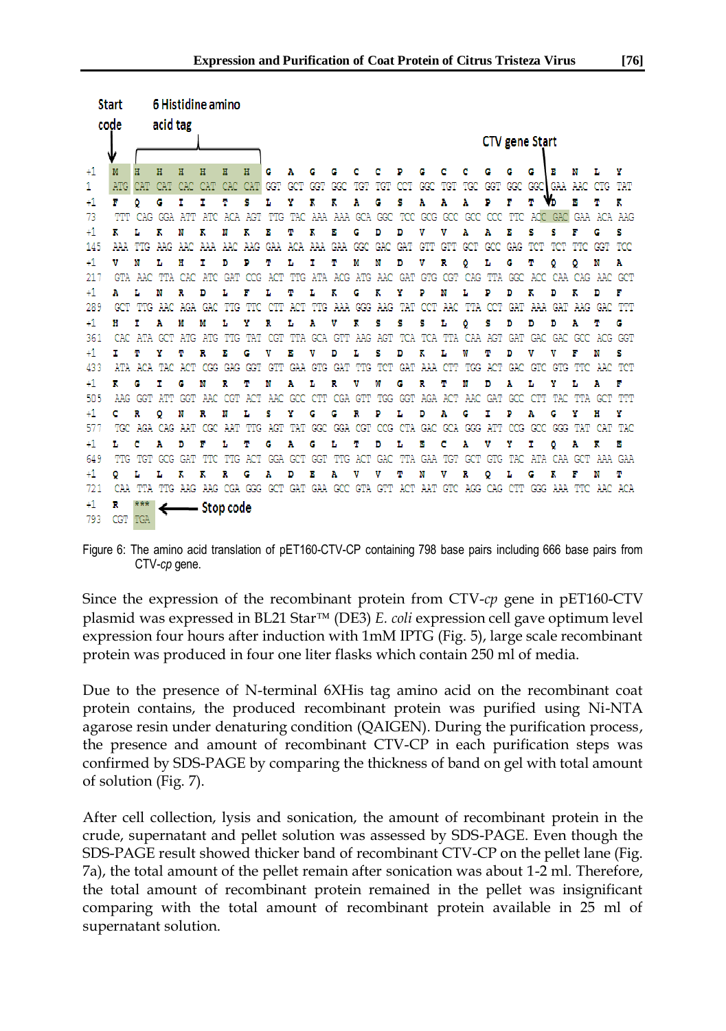```
Start      6 Histidine amino
code       acid tag
                                                                         CTV gene Start

+1   M   H   H   H   H   H   H   G   A   G   G   C   C   P   G   C   C   G   G   G   E   N   L   Y
1    ATG CAT CAT CAC CAT CAC CAT GGT GCT GGT GGC TGT TGT CCT GGC TGT TGC GGT GGC GGC GAA AAC CTG TAT
+1   F   Q   G   I   I   T   S   L   Y   K   K   A   G   S   A   A   A   P   F   T   D   E   T   K
73   TTT CAG GGA ATT ATC ACA AGT TTG TAC AAA AAA GCA GGC TCC GCG GCC GCC CCC TTC ACC GAC GAA ACA AAG
+1   K   L   K   N   K   N   K   E   T   K   E   G   D   D   V   V   A   A   E   S   S   F   G   S
145  AAA TTG AAG AAC AAA AAC AAG GAA ACA AAA GAA GGC GAC GAT GTT GTT GCT GCC GAG TCT TCT TTC GGT TCC
+1   V   N   L   H   I   D   P   T   L   I   T   M   N   D   V   R   Q   L   G   T   Q   Q   N   A
217  GTA AAC TTA CAC ATC GAT CCG ACT TTG ATA ACG ATG AAC GAT GTG CGT CAG TTA GGC ACC CAA CAG AAC GCT
+1   A   L   N   R   D   L   F   L   T   L   K   G   K   Y   P   N   L   P   D   K   D   K   D   F
289  GCT TTG AAC AGA GAC TTG TTC CTT ACT TTG AAA GGG AAG TAT CCT AAC TTA CCT GAT AAA GAT AAG GAC TTT
+1   H   I   A   M   M   L   Y   R   L   A   V   K   S   S   S   L   Q   S   D   D   D   A   T   G
361  CAC ATA GCT ATG ATG TTG TAT CGT TTA GCA GTT AAG AGT TCA TCA TTA CAA AGT GAT GAC GAC GCC ACG GGT
+1   I   T   Y   T   R   E   G   V   E   V   D   L   S   D   K   L   W   T   D   V   V   F   N   S
433  ATA ACA TAC ACT CGG GAG GGT GTT GAA GTG GAT TTG TCT GAT AAA CTT TGG ACT GAC GTC GTG TTC AAC TCT
+1   K   G   I   G   N   R   T   N   A   L   R   V   W   G   R   T   N   D   A   L   Y   L   A   F
505  AAG GGT ATT GGT AAC CGT ACT AAC GCC CTT CGA GTT TGG GGT AGA ACT AAC GAT GCC CTT TAC TTA GCT TTT
+1   C   R   Q   N   R   N   L   S   Y   G   G   R   P   L   D   A   G   I   P   A   G   Y   H   Y
577  TGC AGA CAG AAT CGC AAT TTG AGT TAT GGC GGA CGT CCG CTA GAC GCA GGG ATT CCG GCC GGG TAT CAT TAC
+1   L   C   A   D   F   L   T   G   A   G   L   T   D   L   E   C   A   V   Y   I   Q   A   K   E
649  TTG TGT GCG GAT TTC TTG ACT GGA GCT GGT TTG ACT GAC TTA GAA TGT GCT GTG TAC ATA CAA GCT AAA GAA
+1   Q   L   L   K   K   R   G   A   D   E   A   V   V   T   N   V   R   Q   L   G   K   F   N   T
721  CAA TTA TTG AAG AAG CGA GGG GCT GAT GAA GCC GTA GTT ACT AAT GTC AGG CAG CTT GGG AAA TTC AAC ACA
+1   R   ***
793  CGT TGA  <---- Stop code
```

Figure 6: The amino acid translation of pET160-CTV-CP containing 798 base pairs including 666 base pairs from CTV-*cp* gene.

Since the expression of the recombinant protein from CTV-*cp* gene in pET160-CTV plasmid was expressed in BL21 Star™ (DE3) *E. coli* expression cell gave optimum level expression four hours after induction with 1mM IPTG (Fig. 5), large scale recombinant protein was produced in four one liter flasks which contain 250 ml of media.

Due to the presence of N-terminal 6XHis tag amino acid on the recombinant coat protein contains, the produced recombinant protein was purified using Ni-NTA agarose resin under denaturing condition (QAIGEN). During the purification process, the presence and amount of recombinant CTV-CP in each purification steps was confirmed by SDS-PAGE by comparing the thickness of band on gel with total amount of solution (Fig. 7).

After cell collection, lysis and sonication, the amount of recombinant protein in the crude, supernatant and pellet solution was assessed by SDS-PAGE. Even though the SDS-PAGE result showed thicker band of recombinant CTV-CP on the pellet lane (Fig. 7a), the total amount of the pellet remain after sonication was about 1-2 ml. Therefore, the total amount of recombinant protein remained in the pellet was insignificant comparing with the total amount of recombinant protein available in 25 ml of supernatant solution.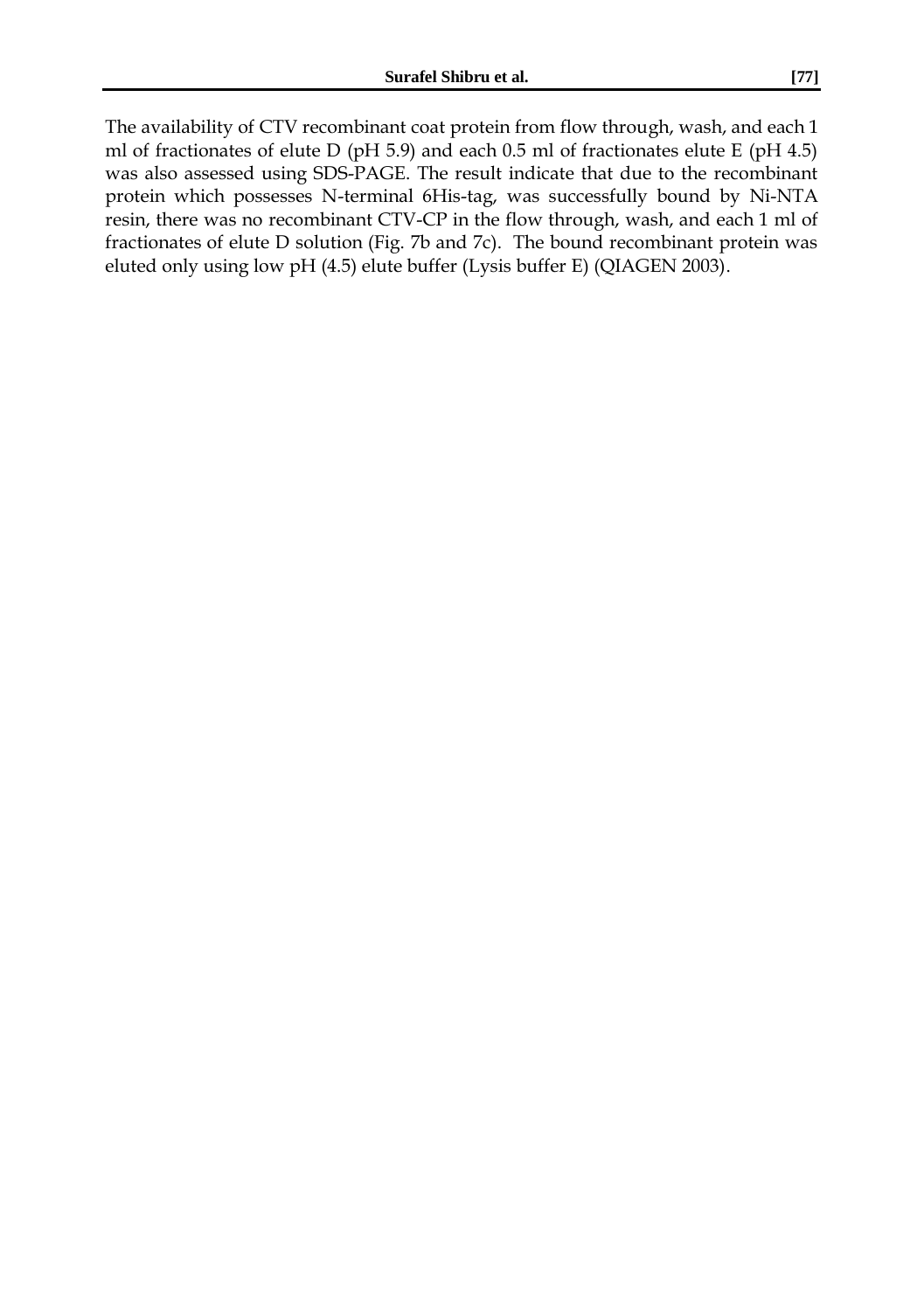The availability of CTV recombinant coat protein from flow through, wash, and each 1 ml of fractionates of elute D (pH 5.9) and each 0.5 ml of fractionates elute E (pH 4.5) was also assessed using SDS-PAGE. The result indicate that due to the recombinant protein which possesses N-terminal 6His-tag, was successfully bound by Ni-NTA resin, there was no recombinant CTV-CP in the flow through, wash, and each 1 ml of fractionates of elute D solution (Fig. 7b and 7c). The bound recombinant protein was eluted only using low pH (4.5) elute buffer (Lysis buffer E) (QIAGEN 2003).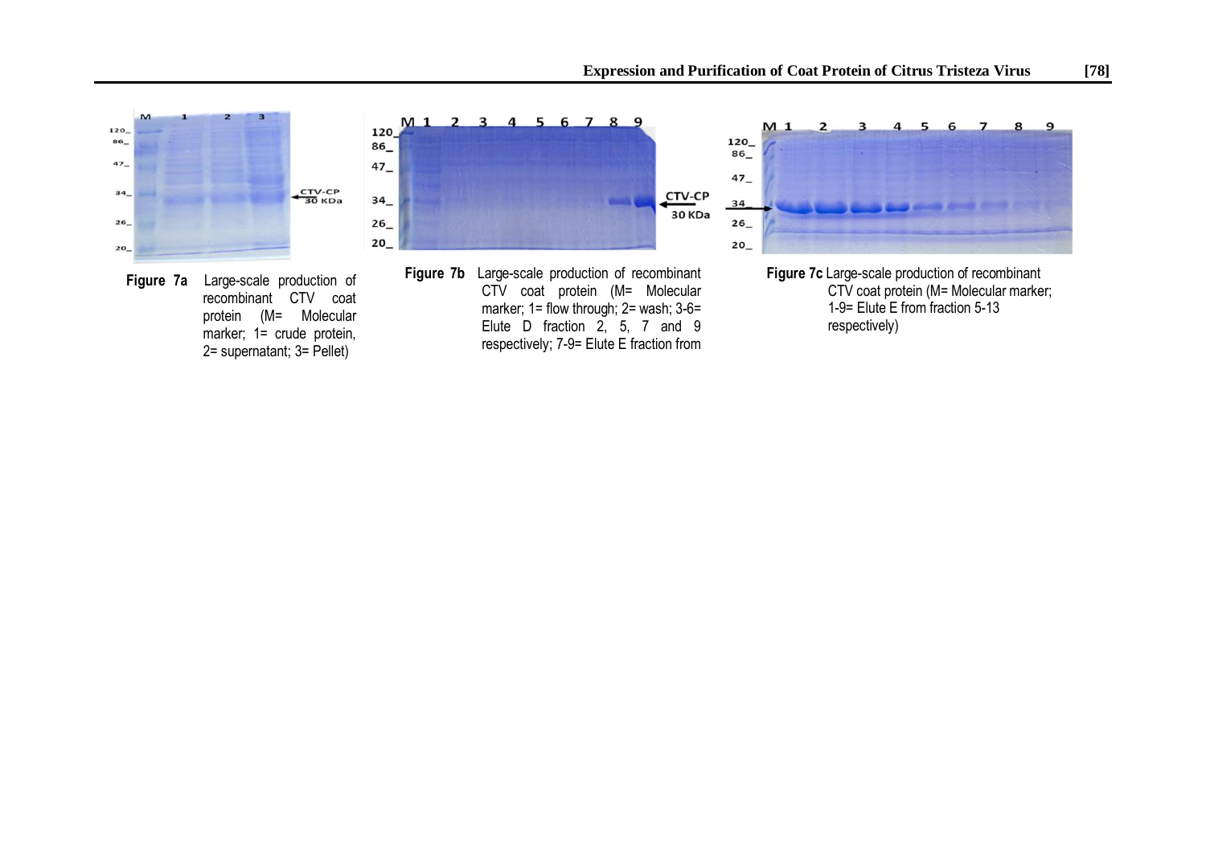**Figure 7a** Large-scale production of recombinant CTV coat protein (M= Molecular marker; 1= crude protein, 2= supernatant; 3= Pellet)

**Figure 7b** Large-scale production of recombinant CTV coat protein (M= Molecular marker; 1= flow through; 2= wash; 3-6= Elute D fraction 2, 5, 7 and 9 respectively; 7-9= Elute E fraction from

**Figure 7c** Large-scale production of recombinant CTV coat protein (M= Molecular marker; 1-9= Elute E from fraction 5-13 respectively)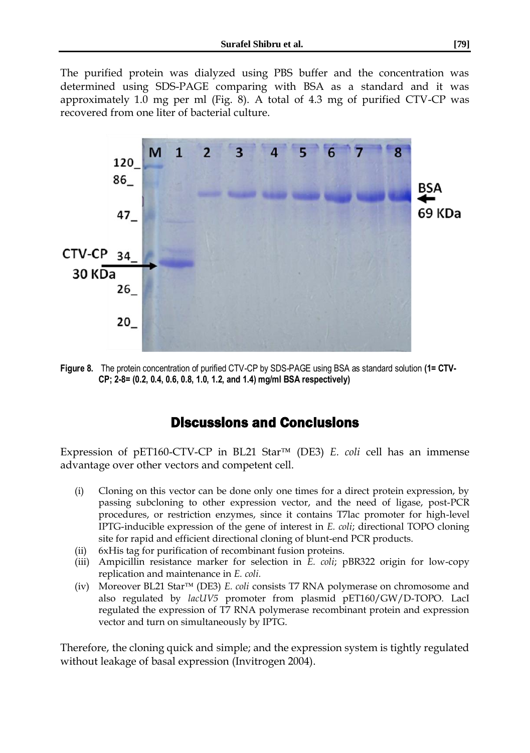The purified protein was dialyzed using PBS buffer and the concentration was determined using SDS-PAGE comparing with BSA as a standard and it was approximately 1.0 mg per ml (Fig. 8). A total of 4.3 mg of purified CTV-CP was recovered from one liter of bacterial culture.

**Figure 8.** The protein concentration of purified CTV-CP by SDS-PAGE using BSA as standard solution **(1= CTV-CP; 2-8= (0.2, 0.4, 0.6, 0.8, 1.0, 1.2, and 1.4) mg/ml BSA respectively)**

## Discussions and Conclusions

Expression of pET160-CTV-CP in BL21 Star™ (DE3) *E. coli* cell has an immense advantage over other vectors and competent cell.

(i) Cloning on this vector can be done only one times for a direct protein expression, by passing subcloning to other expression vector, and the need of ligase, post-PCR procedures, or restriction enzymes, since it contains T7lac promoter for high-level IPTG-inducible expression of the gene of interest in *E. coli*; directional TOPO cloning site for rapid and efficient directional cloning of blunt-end PCR products.

(ii) 6xHis tag for purification of recombinant fusion proteins.

(iii) Ampicillin resistance marker for selection in *E. coli*; pBR322 origin for low-copy replication and maintenance in *E. coli*.

(iv) Moreover BL21 Star™ (DE3) *E. coli* consists T7 RNA polymerase on chromosome and also regulated by *lacUV5* promoter from plasmid pET160/GW/D-TOPO. LacI regulated the expression of T7 RNA polymerase recombinant protein and expression vector and turn on simultaneously by IPTG.

Therefore, the cloning quick and simple; and the expression system is tightly regulated without leakage of basal expression (Invitrogen 2004).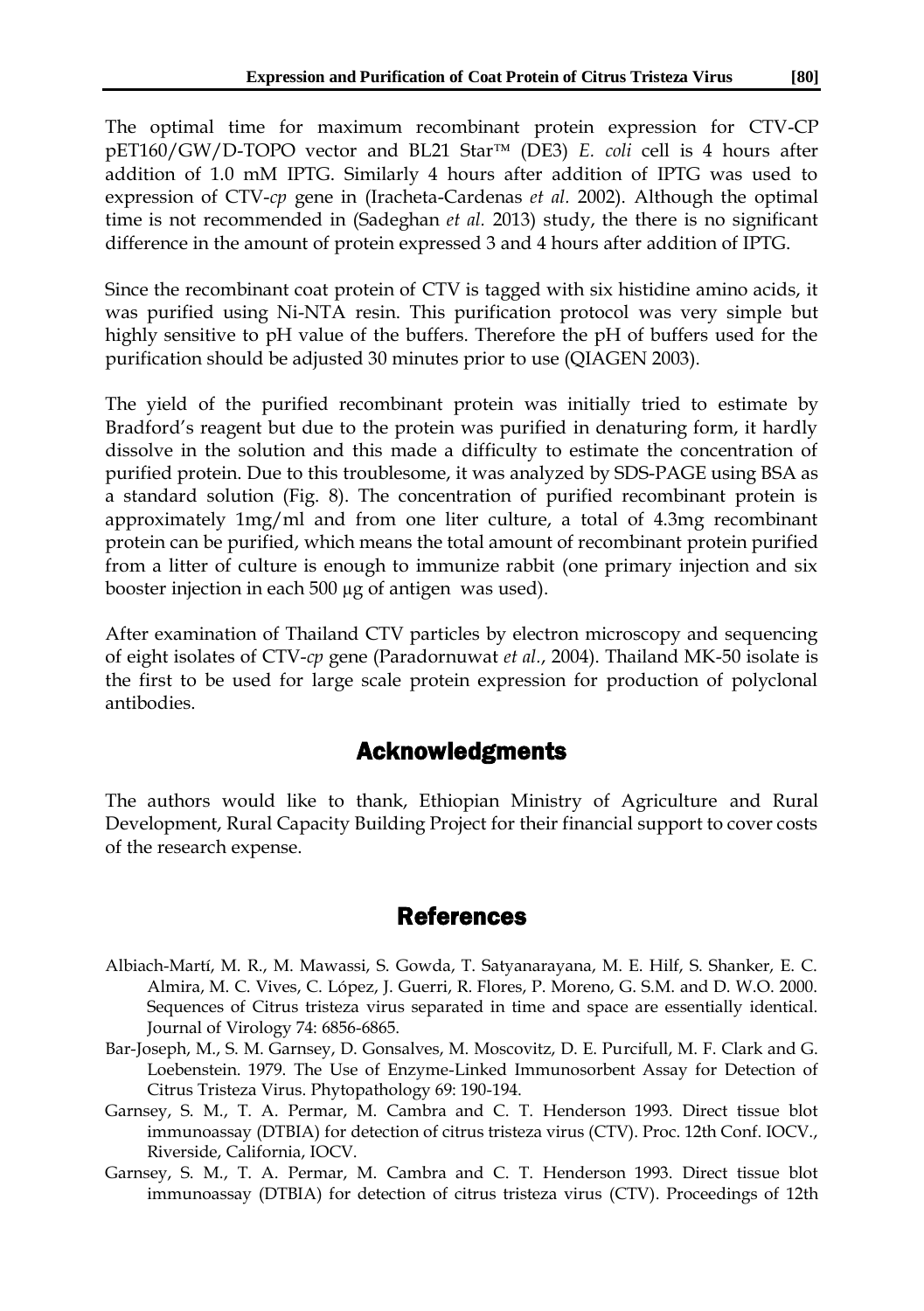The optimal time for maximum recombinant protein expression for CTV-CP pET160/GW/D-TOPO vector and BL21 Star™ (DE3) *E. coli* cell is 4 hours after addition of 1.0 mM IPTG. Similarly 4 hours after addition of IPTG was used to expression of CTV-*cp* gene in (Iracheta-Cardenas *et al.* 2002). Although the optimal time is not recommended in (Sadeghan *et al.* 2013) study, the there is no significant difference in the amount of protein expressed 3 and 4 hours after addition of IPTG.

Since the recombinant coat protein of CTV is tagged with six histidine amino acids, it was purified using Ni-NTA resin. This purification protocol was very simple but highly sensitive to pH value of the buffers. Therefore the pH of buffers used for the purification should be adjusted 30 minutes prior to use (QIAGEN 2003).

The yield of the purified recombinant protein was initially tried to estimate by Bradford's reagent but due to the protein was purified in denaturing form, it hardly dissolve in the solution and this made a difficulty to estimate the concentration of purified protein. Due to this troublesome, it was analyzed by SDS-PAGE using BSA as a standard solution (Fig. 8). The concentration of purified recombinant protein is approximately 1mg/ml and from one liter culture, a total of 4.3mg recombinant protein can be purified, which means the total amount of recombinant protein purified from a litter of culture is enough to immunize rabbit (one primary injection and six booster injection in each 500 µg of antigen was used).

After examination of Thailand CTV particles by electron microscopy and sequencing of eight isolates of CTV-*cp* gene (Paradornuwat *et al.*, 2004). Thailand MK-50 isolate is the first to be used for large scale protein expression for production of polyclonal antibodies.

## Acknowledgments

The authors would like to thank, Ethiopian Ministry of Agriculture and Rural Development, Rural Capacity Building Project for their financial support to cover costs of the research expense.

## References

Albiach-Martí, M. R., M. Mawassi, S. Gowda, T. Satyanarayana, M. E. Hilf, S. Shanker, E. C. Almira, M. C. Vives, C. López, J. Guerri, R. Flores, P. Moreno, G. S.M. and D. W.O. 2000. Sequences of Citrus tristeza virus separated in time and space are essentially identical. Journal of Virology 74: 6856-6865.

Bar-Joseph, M., S. M. Garnsey, D. Gonsalves, M. Moscovitz, D. E. Purcifull, M. F. Clark and G. Loebenstein. 1979. The Use of Enzyme-Linked Immunosorbent Assay for Detection of Citrus Tristeza Virus. Phytopathology 69: 190-194.

Garnsey, S. M., T. A. Permar, M. Cambra and C. T. Henderson 1993. Direct tissue blot immunoassay (DTBIA) for detection of citrus tristeza virus (CTV). Proc. 12th Conf. IOCV., Riverside, California, IOCV.

Garnsey, S. M., T. A. Permar, M. Cambra and C. T. Henderson 1993. Direct tissue blot immunoassay (DTBIA) for detection of citrus tristeza virus (CTV). Proceedings of 12th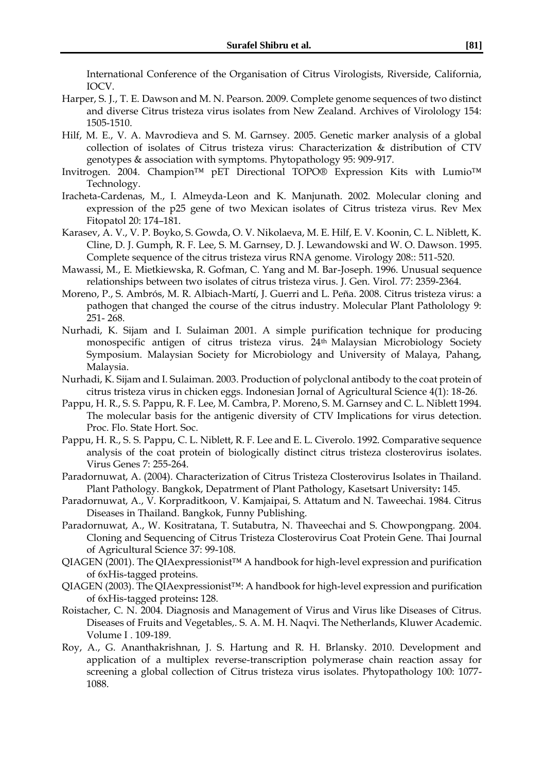International Conference of the Organisation of Citrus Virologists, Riverside, California, IOCV.

Harper, S. J., T. E. Dawson and M. N. Pearson. 2009. Complete genome sequences of two distinct and diverse Citrus tristeza virus isolates from New Zealand. Archives of Virolology 154: 1505-1510.

Hilf, M. E., V. A. Mavrodieva and S. M. Garnsey. 2005. Genetic marker analysis of a global collection of isolates of Citrus tristeza virus: Characterization & distribution of CTV genotypes & association with symptoms. Phytopathology 95: 909-917.

Invitrogen. 2004. Champion™ pET Directional TOPO® Expression Kits with Lumio™ Technology.

Iracheta-Cardenas, M., I. Almeyda-Leon and K. Manjunath. 2002. Molecular cloning and expression of the p25 gene of two Mexican isolates of Citrus tristeza virus. Rev Mex Fitopatol 20: 174–181.

Karasev, A. V., V. P. Boyko, S. Gowda, O. V. Nikolaeva, M. E. Hilf, E. V. Koonin, C. L. Niblett, K. Cline, D. J. Gumph, R. F. Lee, S. M. Garnsey, D. J. Lewandowski and W. O. Dawson. 1995. Complete sequence of the citrus tristeza virus RNA genome. Virology 208:: 511-520.

Mawassi, M., E. Mietkiewska, R. Gofman, C. Yang and M. Bar-Joseph. 1996. Unusual sequence relationships between two isolates of citrus tristeza virus. J. Gen. Virol. 77: 2359-2364.

Moreno, P., S. Ambrós, M. R. Albiach-Martí, J. Guerri and L. Peña. 2008. Citrus tristeza virus: a pathogen that changed the course of the citrus industry. Molecular Plant Patholology 9: 251- 268.

Nurhadi, K. Sijam and I. Sulaiman 2001. A simple purification technique for producing monospecific antigen of citrus tristeza virus. 24th Malaysian Microbiology Society Symposium. Malaysian Society for Microbiology and University of Malaya, Pahang, Malaysia.

Nurhadi, K. Sijam and I. Sulaiman. 2003. Production of polyclonal antibody to the coat protein of citrus tristeza virus in chicken eggs. Indonesian Jornal of Agricultural Science 4(1): 18-26.

Pappu, H. R., S. S. Pappu, R. F. Lee, M. Cambra, P. Moreno, S. M. Garnsey and C. L. Niblett 1994. The molecular basis for the antigenic diversity of CTV Implications for virus detection. Proc. Flo. State Hort. Soc.

Pappu, H. R., S. S. Pappu, C. L. Niblett, R. F. Lee and E. L. Civerolo. 1992. Comparative sequence analysis of the coat protein of biologically distinct citrus tristeza closterovirus isolates. Virus Genes 7: 255-264.

Paradornuwat, A. (2004). Characterization of Citrus Tristeza Closterovirus Isolates in Thailand. Plant Pathology. Bangkok, Depatrment of Plant Pathology, Kasetsart University**:** 145.

Paradornuwat, A., V. Korpraditkoon, V. Kamjaipai, S. Attatum and N. Taweechai. 1984. Citrus Diseases in Thailand. Bangkok, Funny Publishing.

Paradornuwat, A., W. Kositratana, T. Sutabutra, N. Thaveechai and S. Chowpongpang. 2004. Cloning and Sequencing of Citrus Tristeza Closterovirus Coat Protein Gene. Thai Journal of Agricultural Science 37: 99-108.

QIAGEN (2001). The QIAexpressionist™ A handbook for high-level expression and purification of 6xHis-tagged proteins.

QIAGEN (2003). The QIAexpressionist™: A handbook for high-level expression and purification of 6xHis-tagged proteins**:** 128.

Roistacher, C. N. 2004. Diagnosis and Management of Virus and Virus like Diseases of Citrus. Diseases of Fruits and Vegetables,. S. A. M. H. Naqvi. The Netherlands, Kluwer Academic. Volume I . 109-189.

Roy, A., G. Ananthakrishnan, J. S. Hartung and R. H. Brlansky. 2010. Development and application of a multiplex reverse-transcription polymerase chain reaction assay for screening a global collection of Citrus tristeza virus isolates. Phytopathology 100: 1077-1088.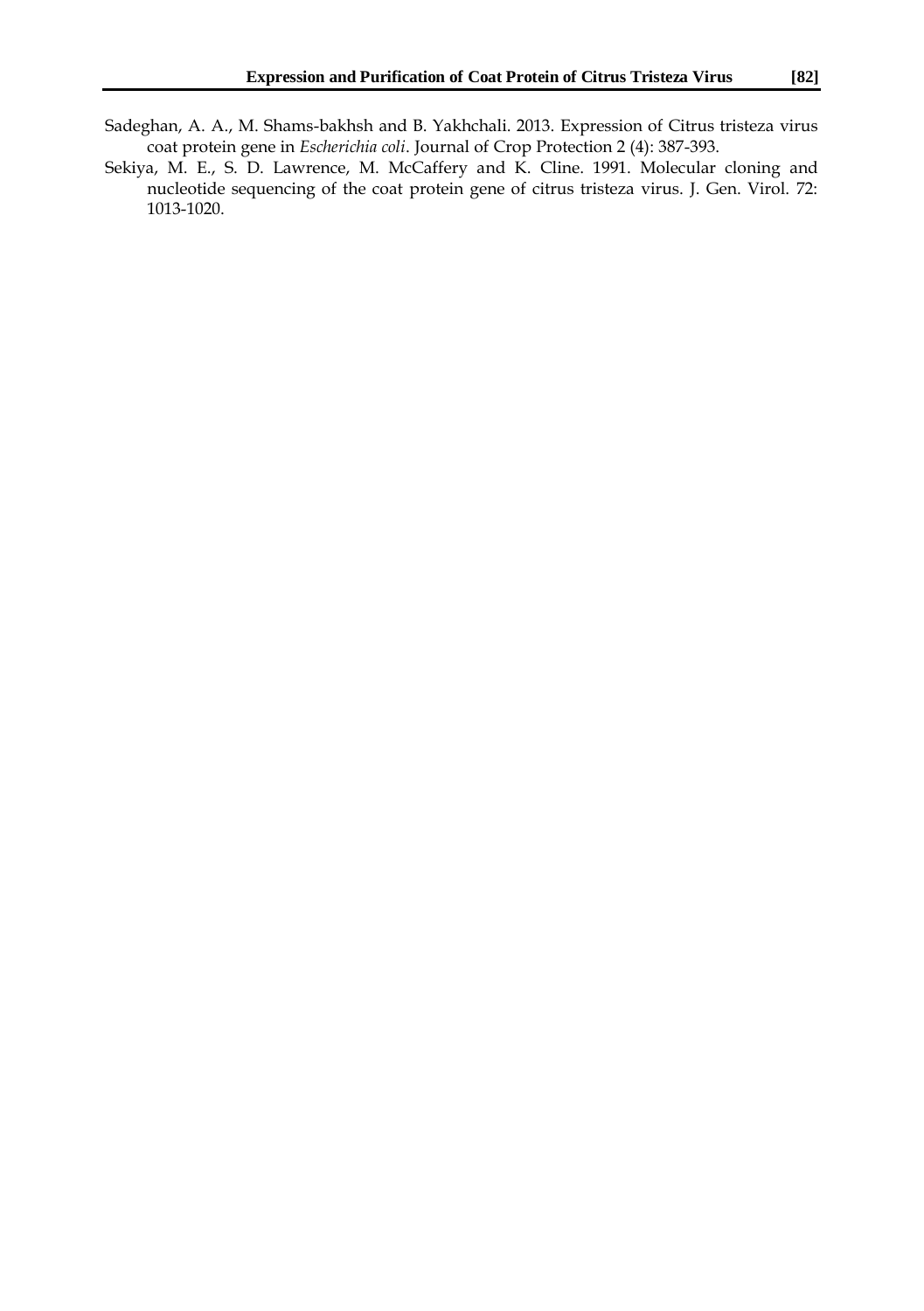Sadeghan, A. A., M. Shams-bakhsh and B. Yakhchali. 2013. Expression of Citrus tristeza virus coat protein gene in *Escherichia coli*. Journal of Crop Protection 2 (4): 387-393.

Sekiya, M. E., S. D. Lawrence, M. McCaffery and K. Cline. 1991. Molecular cloning and nucleotide sequencing of the coat protein gene of citrus tristeza virus. J. Gen. Virol. 72: 1013-1020.